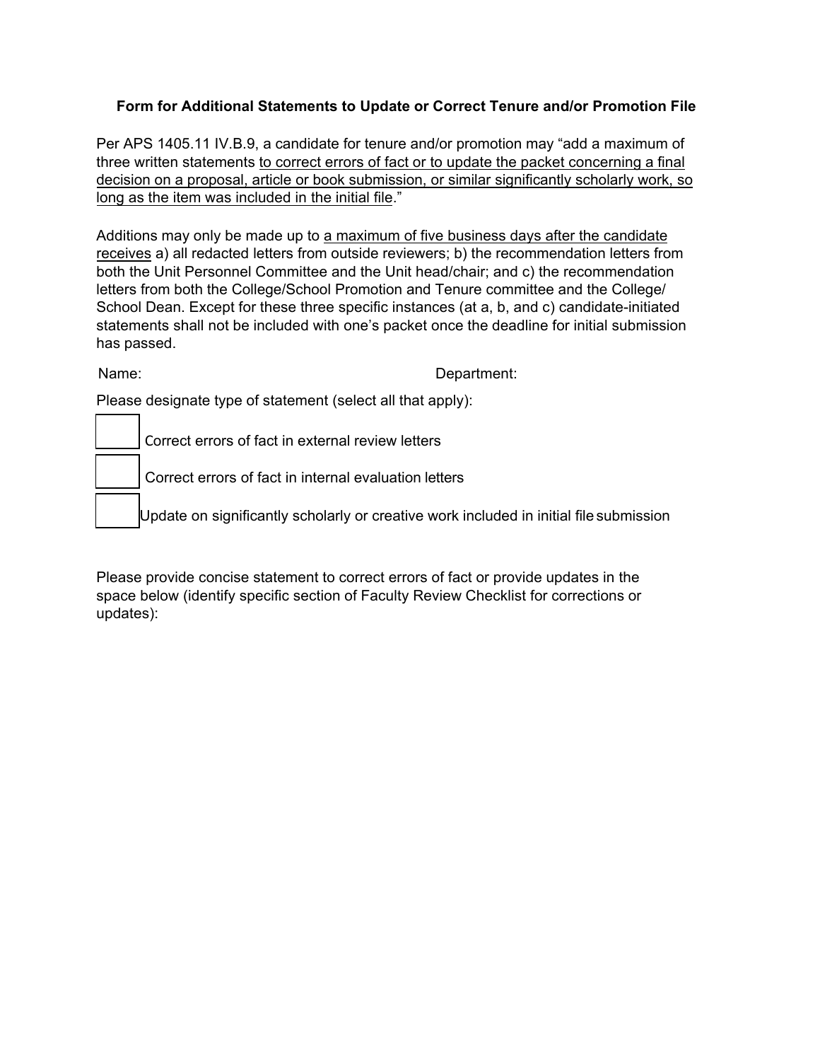# Form for Additional Statements to Update or Correct Tenure and/or Promotion File

Per APS 1405.11 IV.B.9, a candidate for tenure and/or promotion may "add a maximum of three written statements to correct errors of fact or to update the packet concerning a final decision on a proposal, article or book submission, or similar significantly scholarly work, so long as the item was included in the initial file."

Additions may only be made up to a maximum of five business days after the candidate receives a) all redacted letters from outside reviewers; b) the recommendation letters from both the Unit Personnel Committee and the Unit head/chair; and c) the recommendation letters from both the College/School Promotion and Tenure committee and the College/School Dean. Except for these three specific instances (at a, b, and c) candidate-initiated statements shall not be included with one's packet once the deadline for initial submission has passed.

Name: Department:

Please designate type of statement (select all that apply):

- ☐ Correct errors of fact in external review letters
- ☐ Correct errors of fact in internal evaluation letters
- ☐ Update on significantly scholarly or creative work included in initial file submission

Please provide concise statement to correct errors of fact or provide updates in the space below (identify specific section of Faculty Review Checklist for corrections or updates):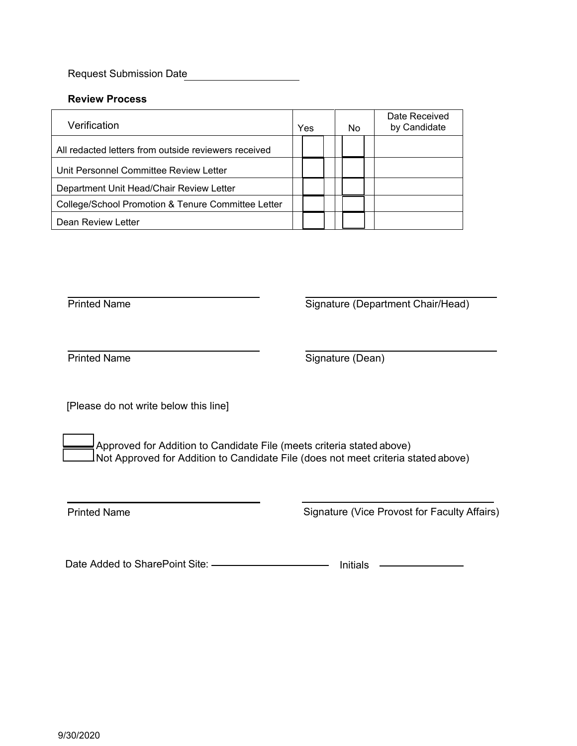Request Submission Date ____________________

**Review Process**

| Verification | Yes | No | Date Received by Candidate |
|---|---|---|---|
| All redacted letters from outside reviewers received | ☐ | ☐ | |
| Unit Personnel Committee Review Letter | ☐ | ☐ | |
| Department Unit Head/Chair Review Letter | ☐ | ☐ | |
| College/School Promotion & Tenure Committee Letter | ☐ | ☐ | |
| Dean Review Letter | ☐ | ☐ | |

______________________________ ______________________________

Printed Name Signature (Department Chair/Head)

______________________________ ______________________________

Printed Name Signature (Dean)

[Please do not write below this line]

☐ Approved for Addition to Candidate File (meets criteria stated above)

☐ Not Approved for Addition to Candidate File (does not meet criteria stated above)

______________________________ ______________________________

Printed Name Signature (Vice Provost for Faculty Affairs)

Date Added to SharePoint Site: ____________________ Initials ______________

9/30/2020